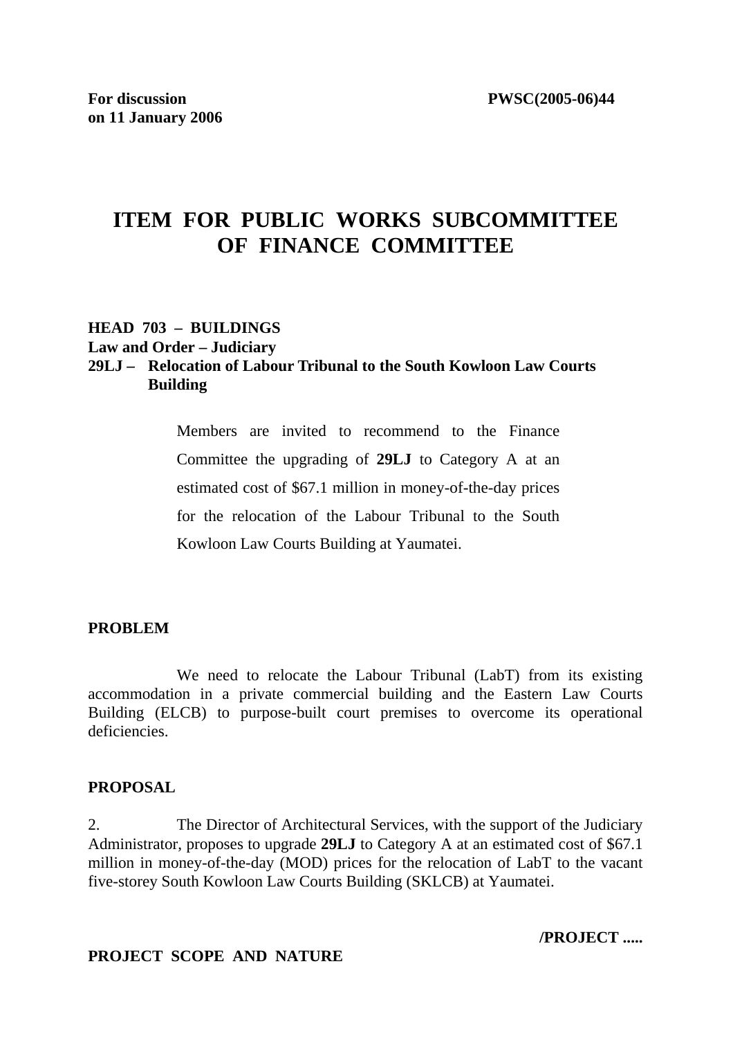**For discussion on 11 January 2006**

**PWSC(2005-06)44**

# ITEM FOR PUBLIC WORKS SUBCOMMITTEE OF FINANCE COMMITTEE

**HEAD 703 – BUILDINGS**
**Law and Order – Judiciary**
**29LJ – Relocation of Labour Tribunal to the South Kowloon Law Courts Building**

> Members are invited to recommend to the Finance Committee the upgrading of **29LJ** to Category A at an estimated cost of $67.1 million in money-of-the-day prices for the relocation of the Labour Tribunal to the South Kowloon Law Courts Building at Yaumatei.

## PROBLEM

We need to relocate the Labour Tribunal (LabT) from its existing accommodation in a private commercial building and the Eastern Law Courts Building (ELCB) to purpose-built court premises to overcome its operational deficiencies.

## PROPOSAL

2. The Director of Architectural Services, with the support of the Judiciary Administrator, proposes to upgrade **29LJ** to Category A at an estimated cost of $67.1 million in money-of-the-day (MOD) prices for the relocation of LabT to the vacant five-storey South Kowloon Law Courts Building (SKLCB) at Yaumatei.

## PROJECT SCOPE AND NATURE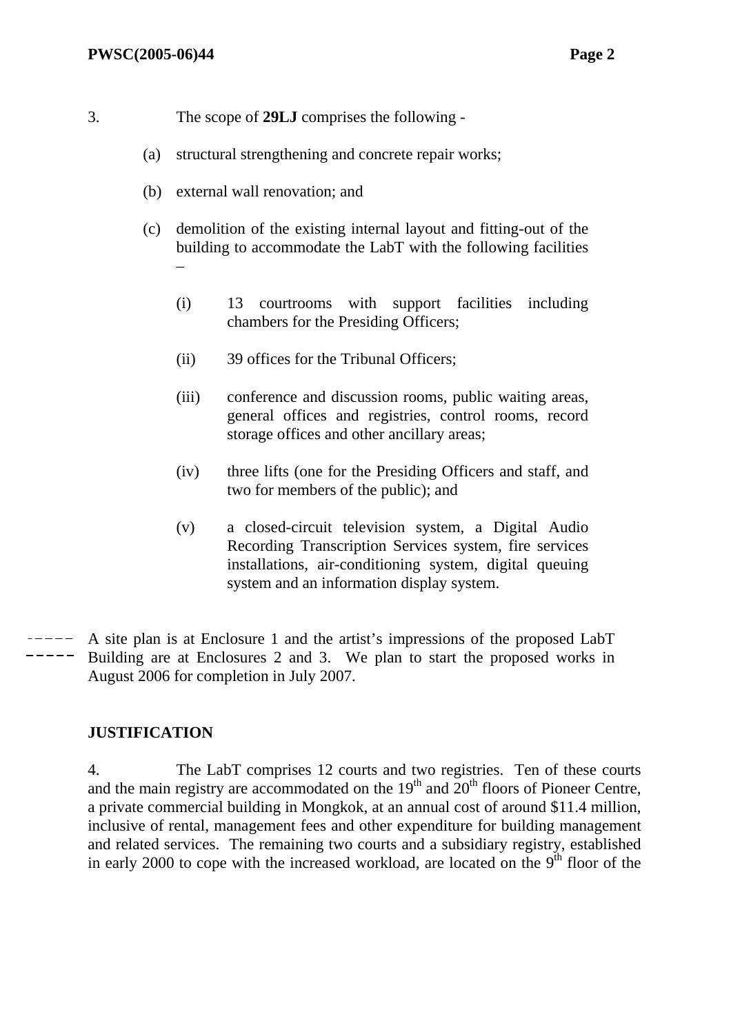3. The scope of **29LJ** comprises the following -

(a) structural strengthening and concrete repair works;

(b) external wall renovation; and

(c) demolition of the existing internal layout and fitting-out of the building to accommodate the LabT with the following facilities –

(i) 13 courtrooms with support facilities including chambers for the Presiding Officers;

(ii) 39 offices for the Tribunal Officers;

(iii) conference and discussion rooms, public waiting areas, general offices and registries, control rooms, record storage offices and other ancillary areas;

(iv) three lifts (one for the Presiding Officers and staff, and two for members of the public); and

(v) a closed-circuit television system, a Digital Audio Recording Transcription Services system, fire services installations, air-conditioning system, digital queuing system and an information display system.

A site plan is at Enclosure 1 and the artist's impressions of the proposed LabT Building are at Enclosures 2 and 3. We plan to start the proposed works in August 2006 for completion in July 2007.

## JUSTIFICATION

4. The LabT comprises 12 courts and two registries. Ten of these courts and the main registry are accommodated on the 19th and 20th floors of Pioneer Centre, a private commercial building in Mongkok, at an annual cost of around $11.4 million, inclusive of rental, management fees and other expenditure for building management and related services. The remaining two courts and a subsidiary registry, established in early 2000 to cope with the increased workload, are located on the 9th floor of the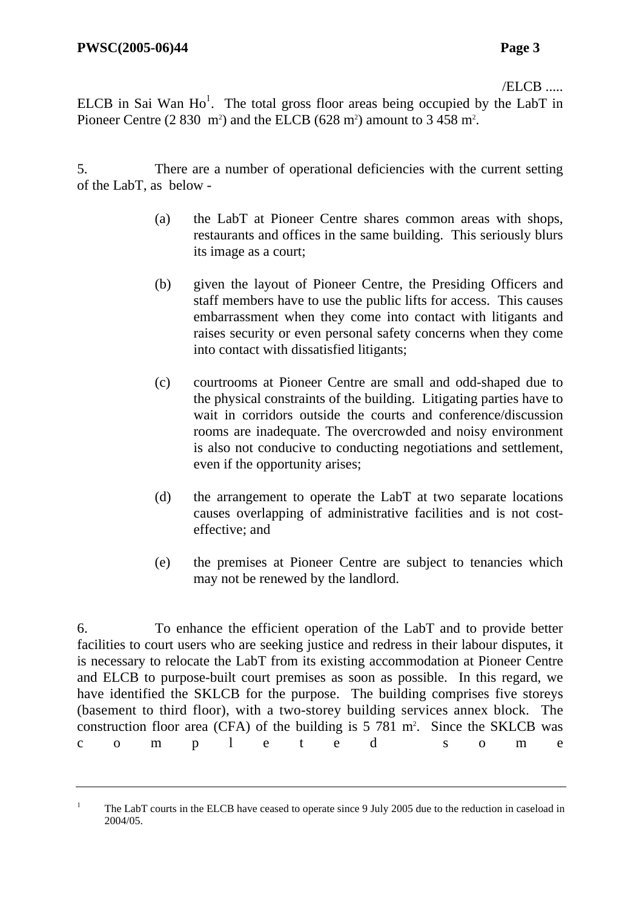/ELCB .....

ELCB in Sai Wan Ho[1]. The total gross floor areas being occupied by the LabT in Pioneer Centre (2 830 m$^2$) and the ELCB (628 m$^2$) amount to 3 458 m$^2$.

5. There are a number of operational deficiencies with the current setting of the LabT, as below -

(a) the LabT at Pioneer Centre shares common areas with shops, restaurants and offices in the same building. This seriously blurs its image as a court;

(b) given the layout of Pioneer Centre, the Presiding Officers and staff members have to use the public lifts for access. This causes embarrassment when they come into contact with litigants and raises security or even personal safety concerns when they come into contact with dissatisfied litigants;

(c) courtrooms at Pioneer Centre are small and odd-shaped due to the physical constraints of the building. Litigating parties have to wait in corridors outside the courts and conference/discussion rooms are inadequate. The overcrowded and noisy environment is also not conducive to conducting negotiations and settlement, even if the opportunity arises;

(d) the arrangement to operate the LabT at two separate locations causes overlapping of administrative facilities and is not cost-effective; and

(e) the premises at Pioneer Centre are subject to tenancies which may not be renewed by the landlord.

6. To enhance the efficient operation of the LabT and to provide better facilities to court users who are seeking justice and redress in their labour disputes, it is necessary to relocate the LabT from its existing accommodation at Pioneer Centre and ELCB to purpose-built court premises as soon as possible. In this regard, we have identified the SKLCB for the purpose. The building comprises five storeys (basement to third floor), with a two-storey building services annex block. The construction floor area (CFA) of the building is 5 781 m$^2$. Since the SKLCB was completed some

---

[1] The LabT courts in the ELCB have ceased to operate since 9 July 2005 due to the reduction in caseload in 2004/05.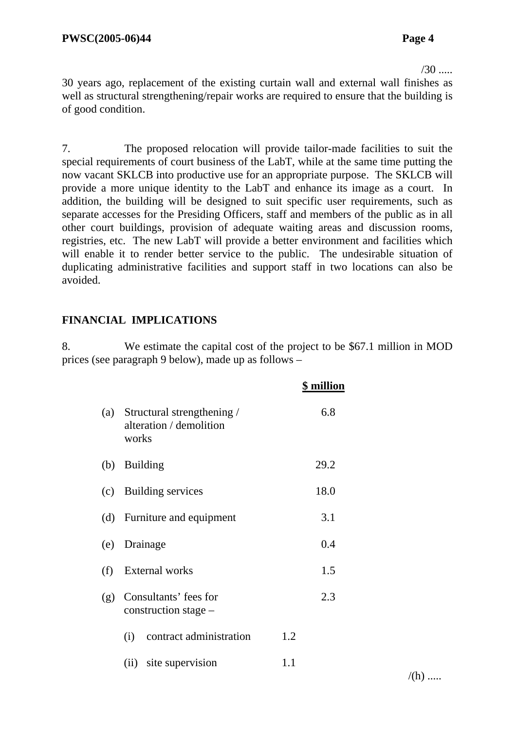30 years ago, replacement of the existing curtain wall and external wall finishes as well as structural strengthening/repair works are required to ensure that the building is of good condition.

7. The proposed relocation will provide tailor-made facilities to suit the special requirements of court business of the LabT, while at the same time putting the now vacant SKLCB into productive use for an appropriate purpose. The SKLCB will provide a more unique identity to the LabT and enhance its image as a court. In addition, the building will be designed to suit specific user requirements, such as separate accesses for the Presiding Officers, staff and members of the public as in all other court buildings, provision of adequate waiting areas and discussion rooms, registries, etc. The new LabT will provide a better environment and facilities which will enable it to render better service to the public. The undesirable situation of duplicating administrative facilities and support staff in two locations can also be avoided.

## FINANCIAL IMPLICATIONS

8. We estimate the capital cost of the project to be $67.1 million in MOD prices (see paragraph 9 below), made up as follows –

| | | | $ million |
|---|---|---|---|
| (a) | Structural strengthening / alteration / demolition works | | 6.8 |
| (b) | Building | | 29.2 |
| (c) | Building services | | 18.0 |
| (d) | Furniture and equipment | | 3.1 |
| (e) | Drainage | | 0.4 |
| (f) | External works | | 1.5 |
| (g) | Consultants' fees for construction stage – | | 2.3 |
| | (i) contract administration | 1.2 | |
| | (ii) site supervision | 1.1 | |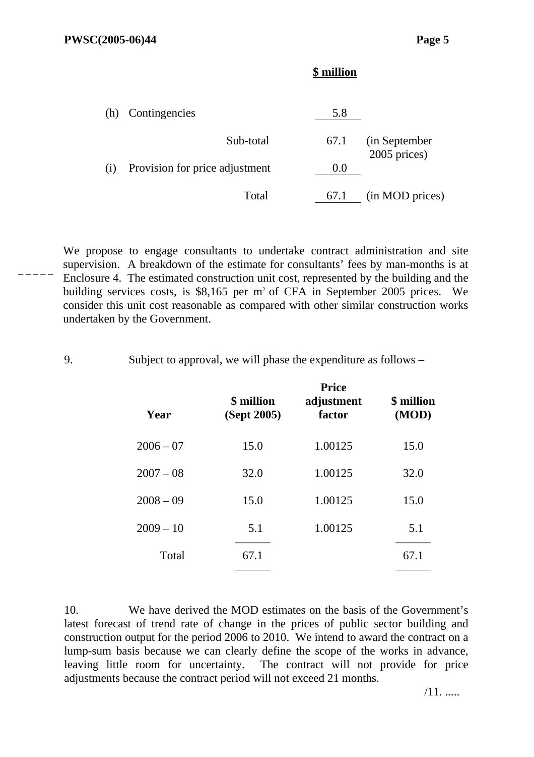| | | $ million | |
|---|---|---|---|
| (h) | Contingencies | 5.8 | |
| | Sub-total | 67.1 | (in September 2005 prices) |
| (i) | Provision for price adjustment | 0.0 | |
| | Total | 67.1 | (in MOD prices) |

We propose to engage consultants to undertake contract administration and site supervision. A breakdown of the estimate for consultants' fees by man-months is at Enclosure 4. The estimated construction unit cost, represented by the building and the building services costs, is $8,165 per m$^2$ of CFA in September 2005 prices. We consider this unit cost reasonable as compared with other similar construction works undertaken by the Government.

9. Subject to approval, we will phase the expenditure as follows –

| Year | $ million (Sept 2005) | Price adjustment factor | $ million (MOD) |
|---|---|---|---|
| 2006 – 07 | 15.0 | 1.00125 | 15.0 |
| 2007 – 08 | 32.0 | 1.00125 | 32.0 |
| 2008 – 09 | 15.0 | 1.00125 | 15.0 |
| 2009 – 10 | 5.1 | 1.00125 | 5.1 |
| Total | 67.1 | | 67.1 |

10. We have derived the MOD estimates on the basis of the Government's latest forecast of trend rate of change in the prices of public sector building and construction output for the period 2006 to 2010. We intend to award the contract on a lump-sum basis because we can clearly define the scope of the works in advance, leaving little room for uncertainty. The contract will not provide for price adjustments because the contract period will not exceed 21 months.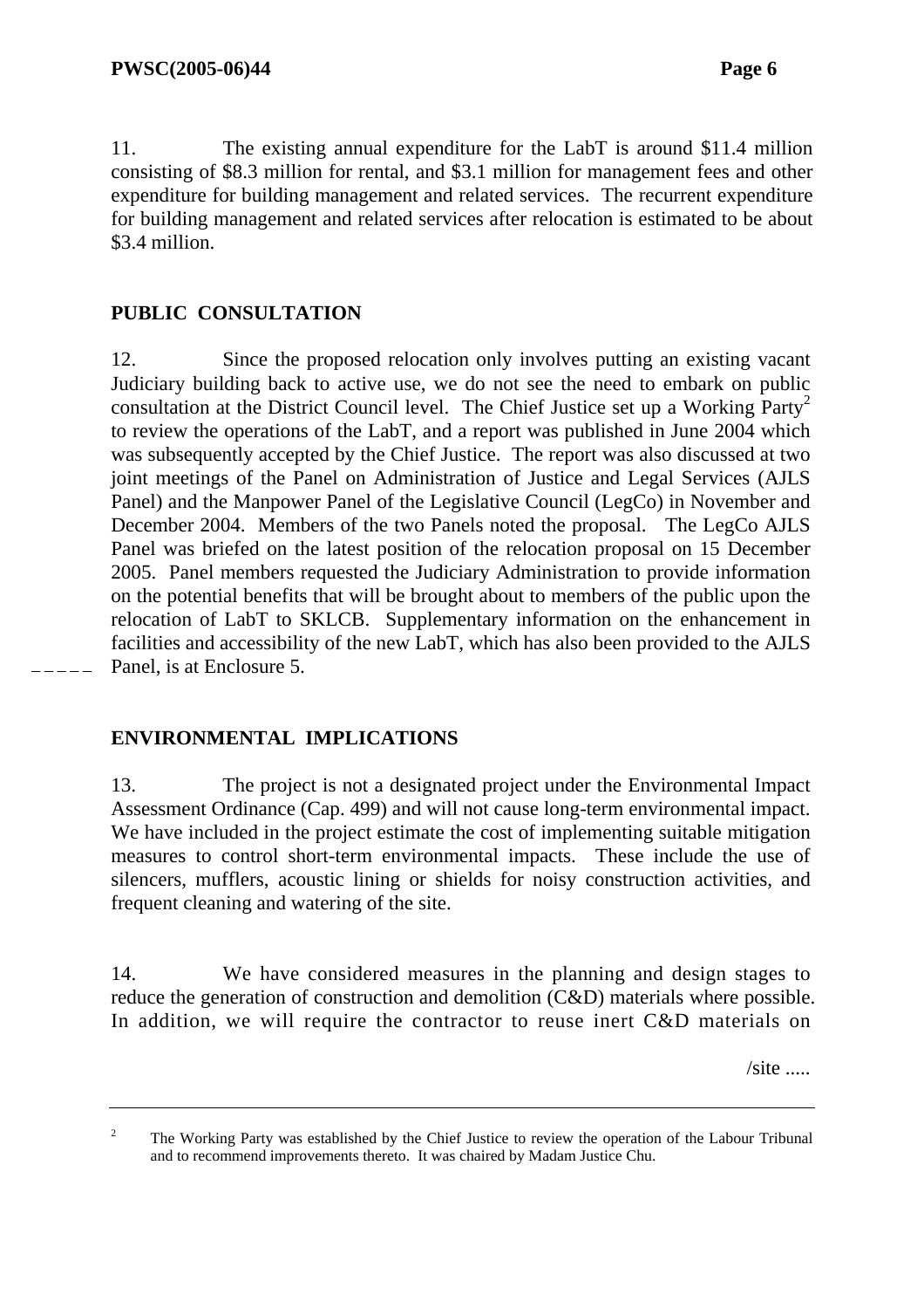11. The existing annual expenditure for the LabT is around \$11.4 million consisting of \$8.3 million for rental, and \$3.1 million for management fees and other expenditure for building management and related services. The recurrent expenditure for building management and related services after relocation is estimated to be about \$3.4 million.

## PUBLIC CONSULTATION

12. Since the proposed relocation only involves putting an existing vacant Judiciary building back to active use, we do not see the need to embark on public consultation at the District Council level. The Chief Justice set up a Working Party[2] to review the operations of the LabT, and a report was published in June 2004 which was subsequently accepted by the Chief Justice. The report was also discussed at two joint meetings of the Panel on Administration of Justice and Legal Services (AJLS Panel) and the Manpower Panel of the Legislative Council (LegCo) in November and December 2004. Members of the two Panels noted the proposal. The LegCo AJLS Panel was briefed on the latest position of the relocation proposal on 15 December 2005. Panel members requested the Judiciary Administration to provide information on the potential benefits that will be brought about to members of the public upon the relocation of LabT to SKLCB. Supplementary information on the enhancement in facilities and accessibility of the new LabT, which has also been provided to the AJLS Panel, is at Enclosure 5.

## ENVIRONMENTAL IMPLICATIONS

13. The project is not a designated project under the Environmental Impact Assessment Ordinance (Cap. 499) and will not cause long-term environmental impact. We have included in the project estimate the cost of implementing suitable mitigation measures to control short-term environmental impacts. These include the use of silencers, mufflers, acoustic lining or shields for noisy construction activities, and frequent cleaning and watering of the site.

14. We have considered measures in the planning and design stages to reduce the generation of construction and demolition (C&D) materials where possible. In addition, we will require the contractor to reuse inert C&D materials on

/site .....

---

[2] The Working Party was established by the Chief Justice to review the operation of the Labour Tribunal and to recommend improvements thereto. It was chaired by Madam Justice Chu.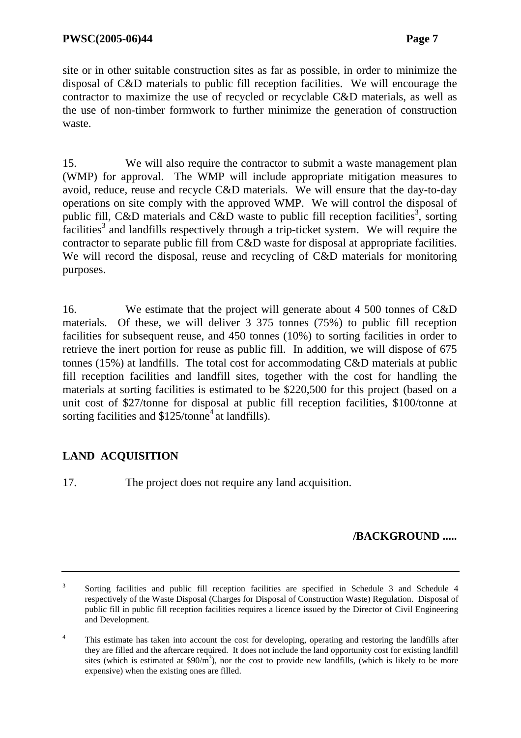site or in other suitable construction sites as far as possible, in order to minimize the disposal of C&D materials to public fill reception facilities. We will encourage the contractor to maximize the use of recycled or recyclable C&D materials, as well as the use of non-timber formwork to further minimize the generation of construction waste.

15. We will also require the contractor to submit a waste management plan (WMP) for approval. The WMP will include appropriate mitigation measures to avoid, reduce, reuse and recycle C&D materials. We will ensure that the day-to-day operations on site comply with the approved WMP. We will control the disposal of public fill, C&D materials and C&D waste to public fill reception facilities[3], sorting facilities[3] and landfills respectively through a trip-ticket system. We will require the contractor to separate public fill from C&D waste for disposal at appropriate facilities. We will record the disposal, reuse and recycling of C&D materials for monitoring purposes.

16. We estimate that the project will generate about 4 500 tonnes of C&D materials. Of these, we will deliver 3 375 tonnes (75%) to public fill reception facilities for subsequent reuse, and 450 tonnes (10%) to sorting facilities in order to retrieve the inert portion for reuse as public fill. In addition, we will dispose of 675 tonnes (15%) at landfills. The total cost for accommodating C&D materials at public fill reception facilities and landfill sites, together with the cost for handling the materials at sorting facilities is estimated to be $220,500 for this project (based on a unit cost of $27/tonne for disposal at public fill reception facilities, $100/tonne at sorting facilities and $125/tonne[4] at landfills).

## LAND ACQUISITION

17. The project does not require any land acquisition.

/BACKGROUND .....

---

[3] Sorting facilities and public fill reception facilities are specified in Schedule 3 and Schedule 4 respectively of the Waste Disposal (Charges for Disposal of Construction Waste) Regulation. Disposal of public fill in public fill reception facilities requires a licence issued by the Director of Civil Engineering and Development.

[4] This estimate has taken into account the cost for developing, operating and restoring the landfills after they are filled and the aftercare required. It does not include the land opportunity cost for existing landfill sites (which is estimated at $\$90/m^3$), nor the cost to provide new landfills, (which is likely to be more expensive) when the existing ones are filled.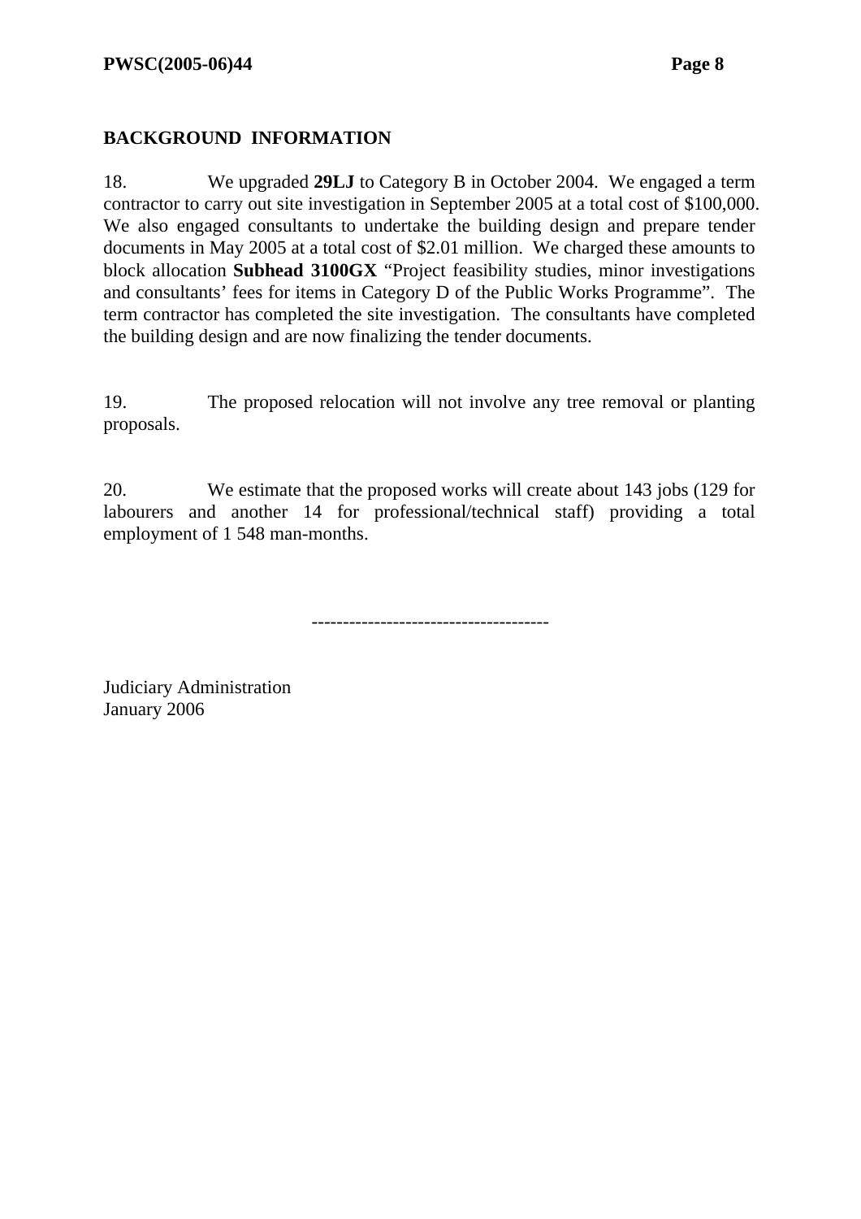## BACKGROUND INFORMATION

18. We upgraded **29LJ** to Category B in October 2004. We engaged a term contractor to carry out site investigation in September 2005 at a total cost of $100,000. We also engaged consultants to undertake the building design and prepare tender documents in May 2005 at a total cost of $2.01 million. We charged these amounts to block allocation **Subhead 3100GX** "Project feasibility studies, minor investigations and consultants' fees for items in Category D of the Public Works Programme". The term contractor has completed the site investigation. The consultants have completed the building design and are now finalizing the tender documents.

19. The proposed relocation will not involve any tree removal or planting proposals.

20. We estimate that the proposed works will create about 143 jobs (129 for labourers and another 14 for professional/technical staff) providing a total employment of 1 548 man-months.

-------------------------------------

Judiciary Administration
January 2006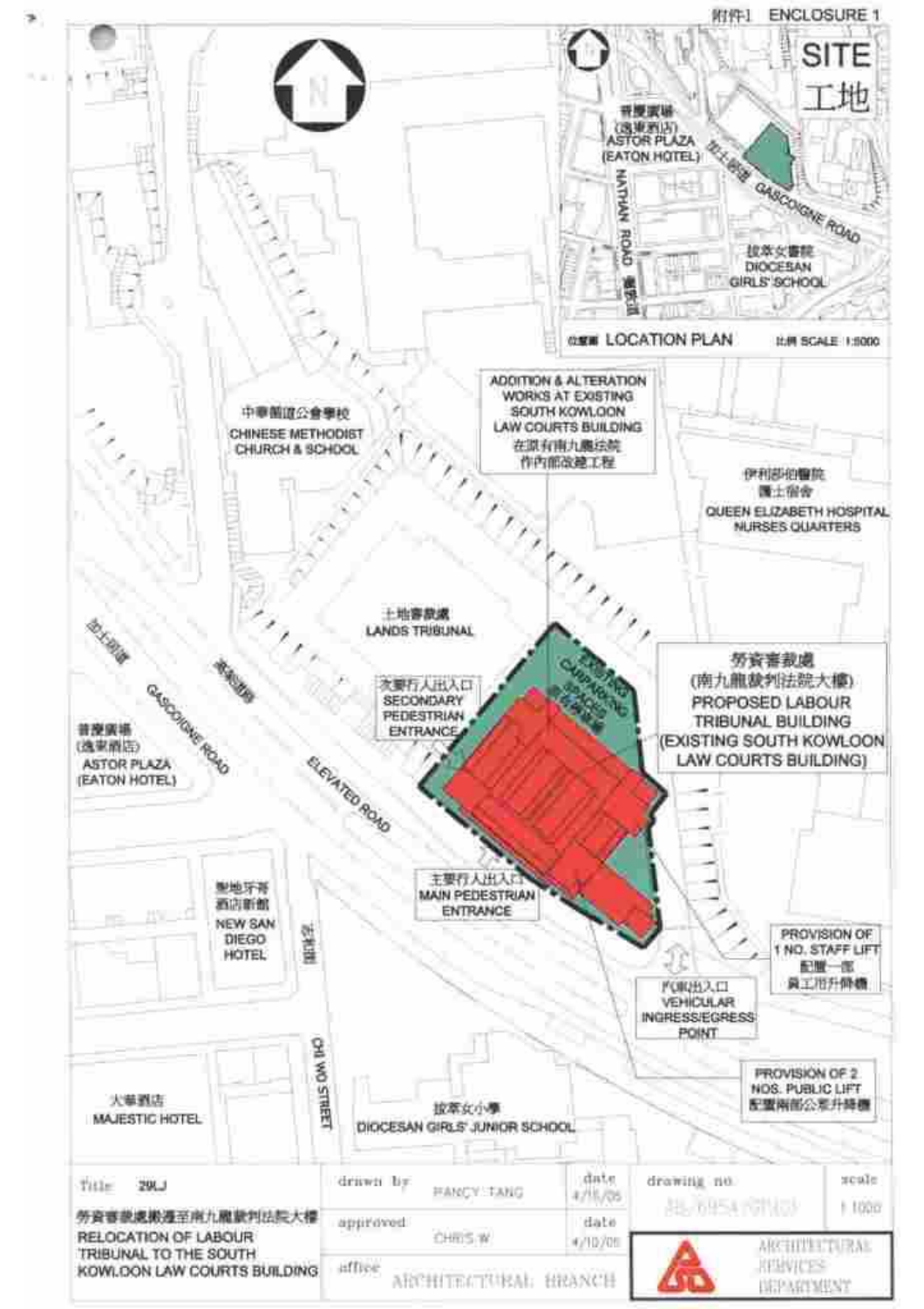附件1 ENCLOSURE 1

# SITE 工地

普慶廣場 (逸東酒店) ASTOR PLAZA (EATON HOTEL)

NATHAN ROAD 彌敦道

加士居道 GASCOIGNE ROAD

拔萃女書院 DIOCESAN GIRLS' SCHOOL

位置圖 LOCATION PLAN 比例 SCALE 1:5000

中華循道公會學校 CHINESE METHODIST CHURCH & SCHOOL

ADDITION & ALTERATION WORKS AT EXISTING SOUTH KOWLOON LAW COURTS BUILDING 在原有南九龍法院作內部改建工程

伊利莎伯醫院護士宿舍 QUEEN ELIZABETH HOSPITAL NURSES QUARTERS

土地審裁處 LANDS TRIBUNAL

次要行人出入口 SECONDARY PEDESTRIAN ENTRANCE

EXISTING CARPARKING SPACES 現有停車場

勞資審裁處 (南九龍裁判法院大樓) PROPOSED LABOUR TRIBUNAL BUILDING (EXISTING SOUTH KOWLOON LAW COURTS BUILDING)

加士居道 GASCOIGNE ROAD

高架道路 ELEVATED ROAD

普慶廣場 (逸東酒店) ASTOR PLAZA (EATON HOTEL)

主要行人出入口 MAIN PEDESTRIAN ENTRANCE

新聖地牙哥酒店 NEW SAN DIEGO HOTEL

志和街 CHI WO STREET

PROVISION OF 1 NO. STAFF LIFT 配置一部員工用升降機

汽車出入口 VEHICULAR INGRESS/EGRESS POINT

PROVISION OF 2 NOS. PUBLIC LIFT 配置兩部公眾升降機

大華酒店 MAJESTIC HOTEL

拔萃女小學 DIOCESAN GIRLS' JUNIOR SCHOOL

| Title 29LJ 勞資審裁處搬遷至南九龍裁判法院大樓 RELOCATION OF LABOUR TRIBUNAL TO THE SOUTH KOWLOON LAW COURTS BUILDING | drawn by FANCY TANG | date 4/10/05 | drawing no. | scale 1:1000 |
|---|---|---|---|---|
| | approved CHRIS W | date 4/10/05 | | |
| | office ARCHITECTURAL BRANCH | | ARCHITECTURAL SERVICES DEPARTMENT | |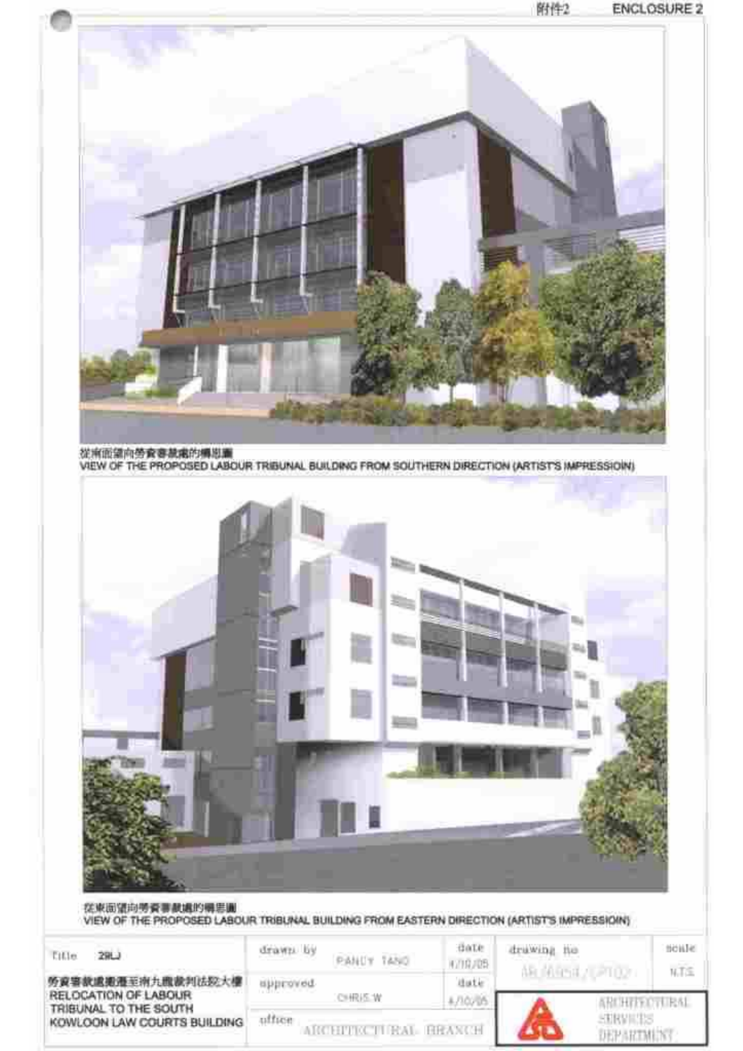附件2 ENCLOSURE 2

從南面望向勞資審裁處的構思圖
VIEW OF THE PROPOSED LABOUR TRIBUNAL BUILDING FROM SOUTHERN DIRECTION (ARTIST'S IMPRESSIOIN)

從東面望向勞資審裁處的構思圖
VIEW OF THE PROPOSED LABOUR TRIBUNAL BUILDING FROM EASTERN DIRECTION (ARTIST'S IMPRESSIOIN)

| Title 29LJ | drawn by | PANCY TANG | date 4/10/05 | drawing no | scale |
|---|---|---|---|---|---|
| 勞資審裁處搬遷至南九龍裁判法院大樓 RELOCATION OF LABOUR TRIBUNAL TO THE SOUTH KOWLOON LAW COURTS BUILDING | approved | CHRIS W | date 4/10/05 | AR/6854/CP102 | N.T.S. |
| | office | ARCHITECTURAL BRANCH | | ARCHITECTURAL SERVICES DEPARTMENT | |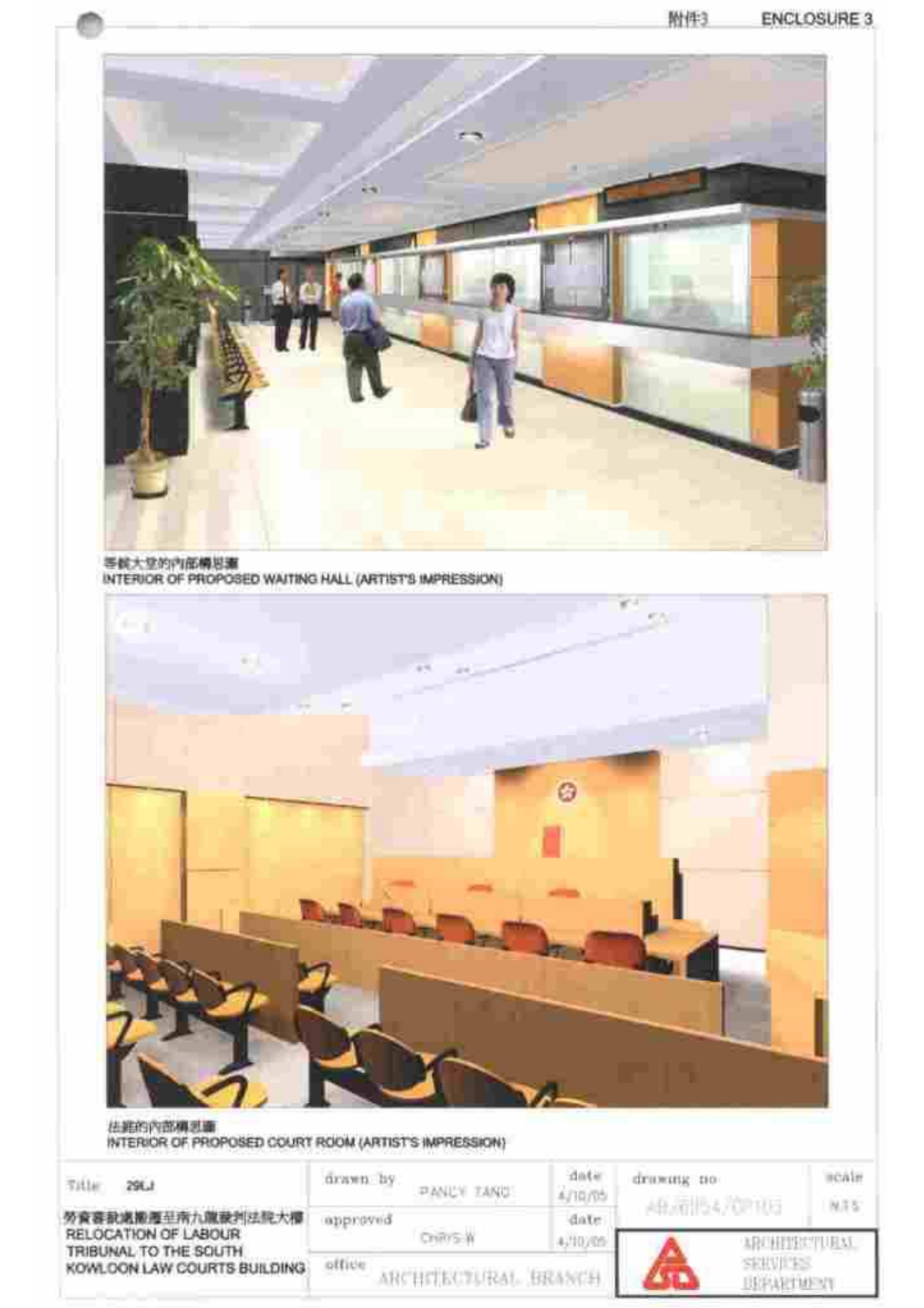附件3 ENCLOSURE 3

等候大堂的內部構思圖
INTERIOR OF PROPOSED WAITING HALL (ARTIST'S IMPRESSION)

法庭的內部構思圖
INTERIOR OF PROPOSED COURT ROOM (ARTIST'S IMPRESSION)

| Title 29LJ | drawn by FANCY TANG | date 4/10/05 | drawing no AB/20054/OP103 | scale N.T.S |
|---|---|---|---|---|
| 勞資審裁處搬遷至南九龍裁判法院大樓 RELOCATION OF LABOUR TRIBUNAL TO THE SOUTH KOWLOON LAW COURTS BUILDING | approved CHRIS W | date 4/10/05 | ARCHITECTURAL SERVICES DEPARTMENT | |
| | office ARCHITECTURAL BRANCH | | | |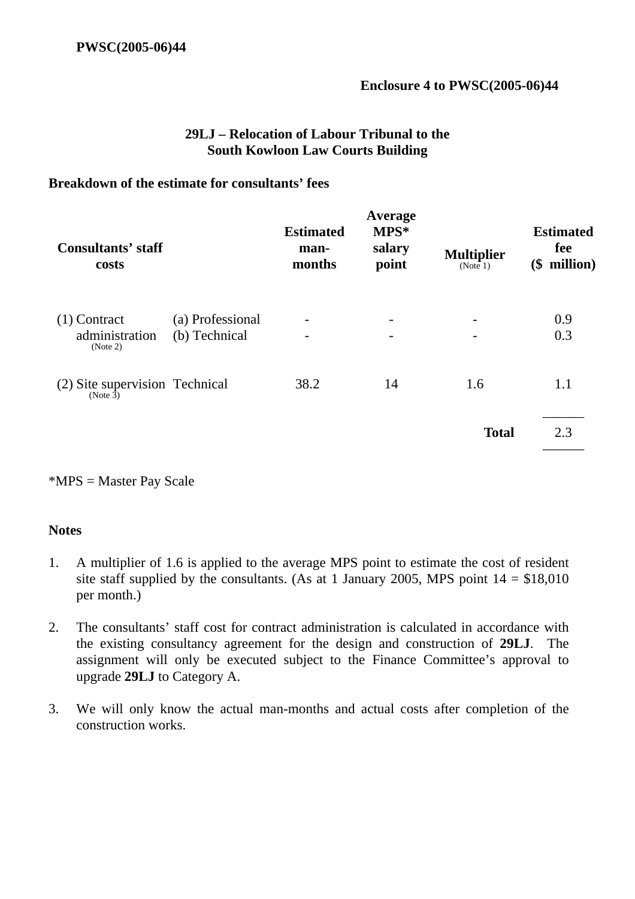**Enclosure 4 to PWSC(2005-06)44**

### 29LJ – Relocation of Labour Tribunal to the South Kowloon Law Courts Building

**Breakdown of the estimate for consultants' fees**

| Consultants' staff costs | | Estimated man-months | Average MPS* salary point | Multiplier (Note 1) | Estimated fee ($ million) |
|---|---|---|---|---|---|
| (1) Contract administration (Note 2) | (a) Professional | - | - | - | 0.9 |
| | (b) Technical | - | - | - | 0.3 |
| (2) Site supervision (Note 3) | Technical | 38.2 | 14 | 1.6 | 1.1 |
| | | | | **Total** | 2.3 |

*MPS = Master Pay Scale

**Notes**

1. A multiplier of 1.6 is applied to the average MPS point to estimate the cost of resident site staff supplied by the consultants. (As at 1 January 2005, MPS point 14 = $18,010 per month.)

2. The consultants' staff cost for contract administration is calculated in accordance with the existing consultancy agreement for the design and construction of **29LJ**. The assignment will only be executed subject to the Finance Committee's approval to upgrade **29LJ** to Category A.

3. We will only know the actual man-months and actual costs after completion of the construction works.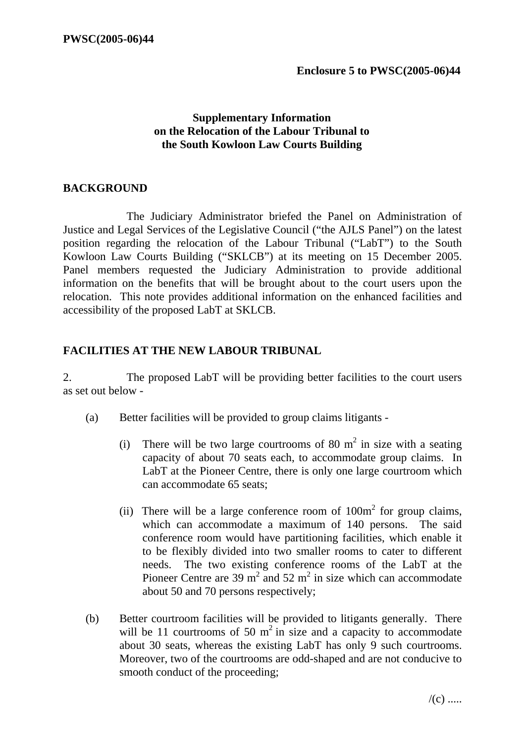**Enclosure 5 to PWSC(2005-06)44**

**Supplementary Information on the Relocation of the Labour Tribunal to the South Kowloon Law Courts Building**

## BACKGROUND

The Judiciary Administrator briefed the Panel on Administration of Justice and Legal Services of the Legislative Council ("the AJLS Panel") on the latest position regarding the relocation of the Labour Tribunal ("LabT") to the South Kowloon Law Courts Building ("SKLCB") at its meeting on 15 December 2005. Panel members requested the Judiciary Administration to provide additional information on the benefits that will be brought about to the court users upon the relocation. This note provides additional information on the enhanced facilities and accessibility of the proposed LabT at SKLCB.

## FACILITIES AT THE NEW LABOUR TRIBUNAL

2. The proposed LabT will be providing better facilities to the court users as set out below -

(a) Better facilities will be provided to group claims litigants -

(i) There will be two large courtrooms of 80 $m^2$ in size with a seating capacity of about 70 seats each, to accommodate group claims. In LabT at the Pioneer Centre, there is only one large courtroom which can accommodate 65 seats;

(ii) There will be a large conference room of $100m^2$ for group claims, which can accommodate a maximum of 140 persons. The said conference room would have partitioning facilities, which enable it to be flexibly divided into two smaller rooms to cater to different needs. The two existing conference rooms of the LabT at the Pioneer Centre are 39 $m^2$ and 52 $m^2$ in size which can accommodate about 50 and 70 persons respectively;

(b) Better courtroom facilities will be provided to litigants generally. There will be 11 courtrooms of 50 $m^2$ in size and a capacity to accommodate about 30 seats, whereas the existing LabT has only 9 such courtrooms. Moreover, two of the courtrooms are odd-shaped and are not conducive to smooth conduct of the proceeding;

/(c) .....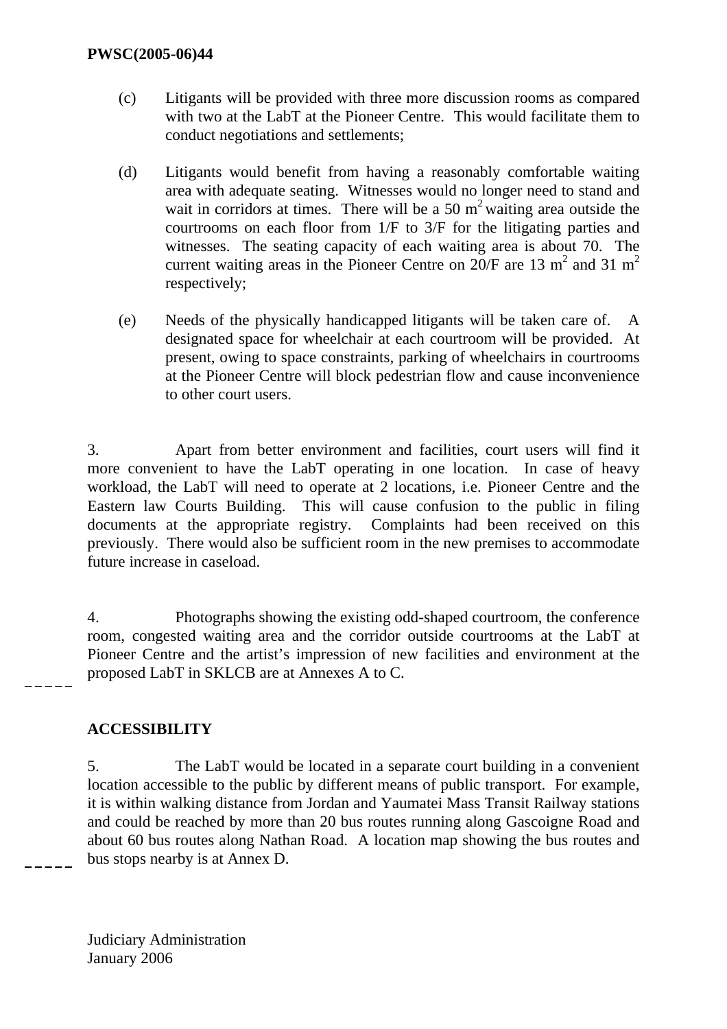(c) Litigants will be provided with three more discussion rooms as compared with two at the LabT at the Pioneer Centre. This would facilitate them to conduct negotiations and settlements;

(d) Litigants would benefit from having a reasonably comfortable waiting area with adequate seating. Witnesses would no longer need to stand and wait in corridors at times. There will be a 50 $m^2$ waiting area outside the courtrooms on each floor from 1/F to 3/F for the litigating parties and witnesses. The seating capacity of each waiting area is about 70. The current waiting areas in the Pioneer Centre on 20/F are 13 $m^2$ and 31 $m^2$ respectively;

(e) Needs of the physically handicapped litigants will be taken care of. A designated space for wheelchair at each courtroom will be provided. At present, owing to space constraints, parking of wheelchairs in courtrooms at the Pioneer Centre will block pedestrian flow and cause inconvenience to other court users.

3. Apart from better environment and facilities, court users will find it more convenient to have the LabT operating in one location. In case of heavy workload, the LabT will need to operate at 2 locations, i.e. Pioneer Centre and the Eastern law Courts Building. This will cause confusion to the public in filing documents at the appropriate registry. Complaints had been received on this previously. There would also be sufficient room in the new premises to accommodate future increase in caseload.

4. Photographs showing the existing odd-shaped courtroom, the conference room, congested waiting area and the corridor outside courtrooms at the LabT at Pioneer Centre and the artist's impression of new facilities and environment at the proposed LabT in SKLCB are at Annexes A to C.

## ACCESSIBILITY

5. The LabT would be located in a separate court building in a convenient location accessible to the public by different means of public transport. For example, it is within walking distance from Jordan and Yaumatei Mass Transit Railway stations and could be reached by more than 20 bus routes running along Gascoigne Road and about 60 bus routes along Nathan Road. A location map showing the bus routes and bus stops nearby is at Annex D.

Judiciary Administration
January 2006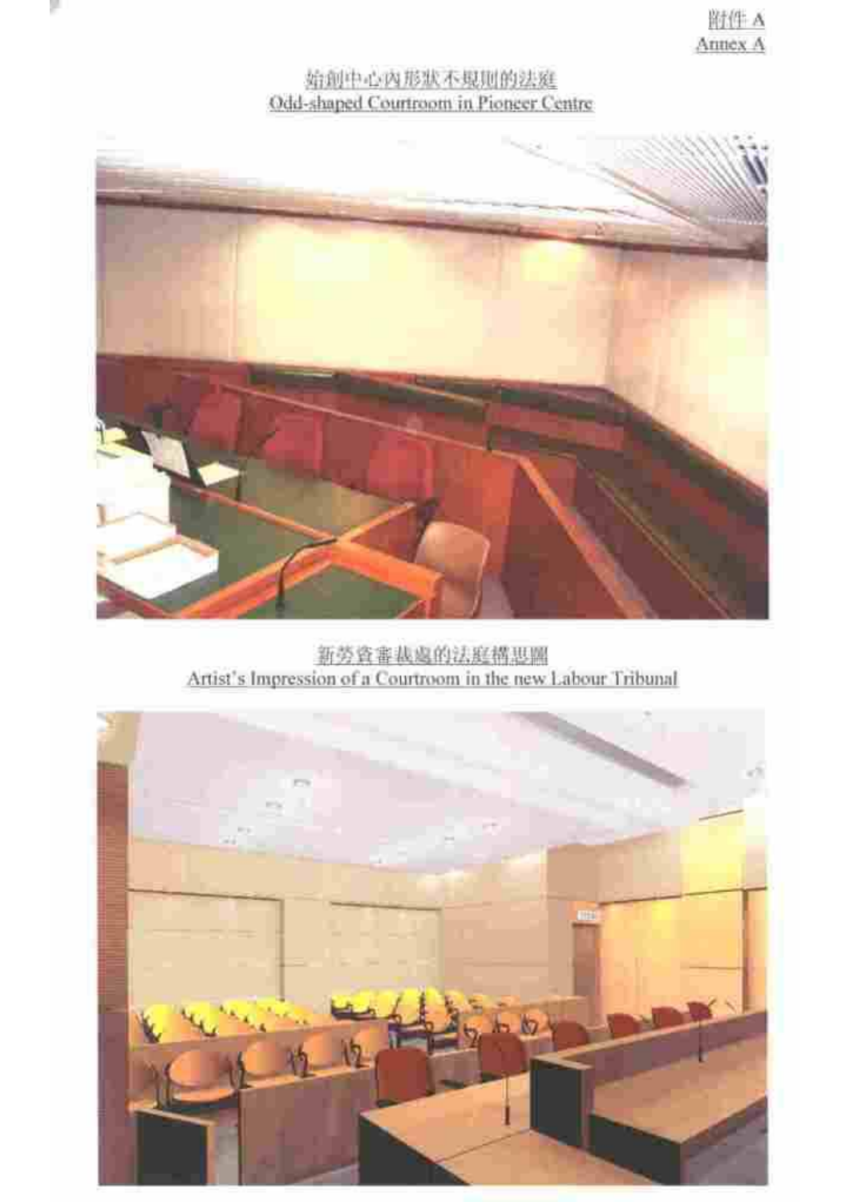附件 A
Annex A

始創中心內形狀不規則的法庭
Odd-shaped Courtroom in Pioneer Centre

新勞資審裁處的法庭構思圖
Artist's Impression of a Courtroom in the new Labour Tribunal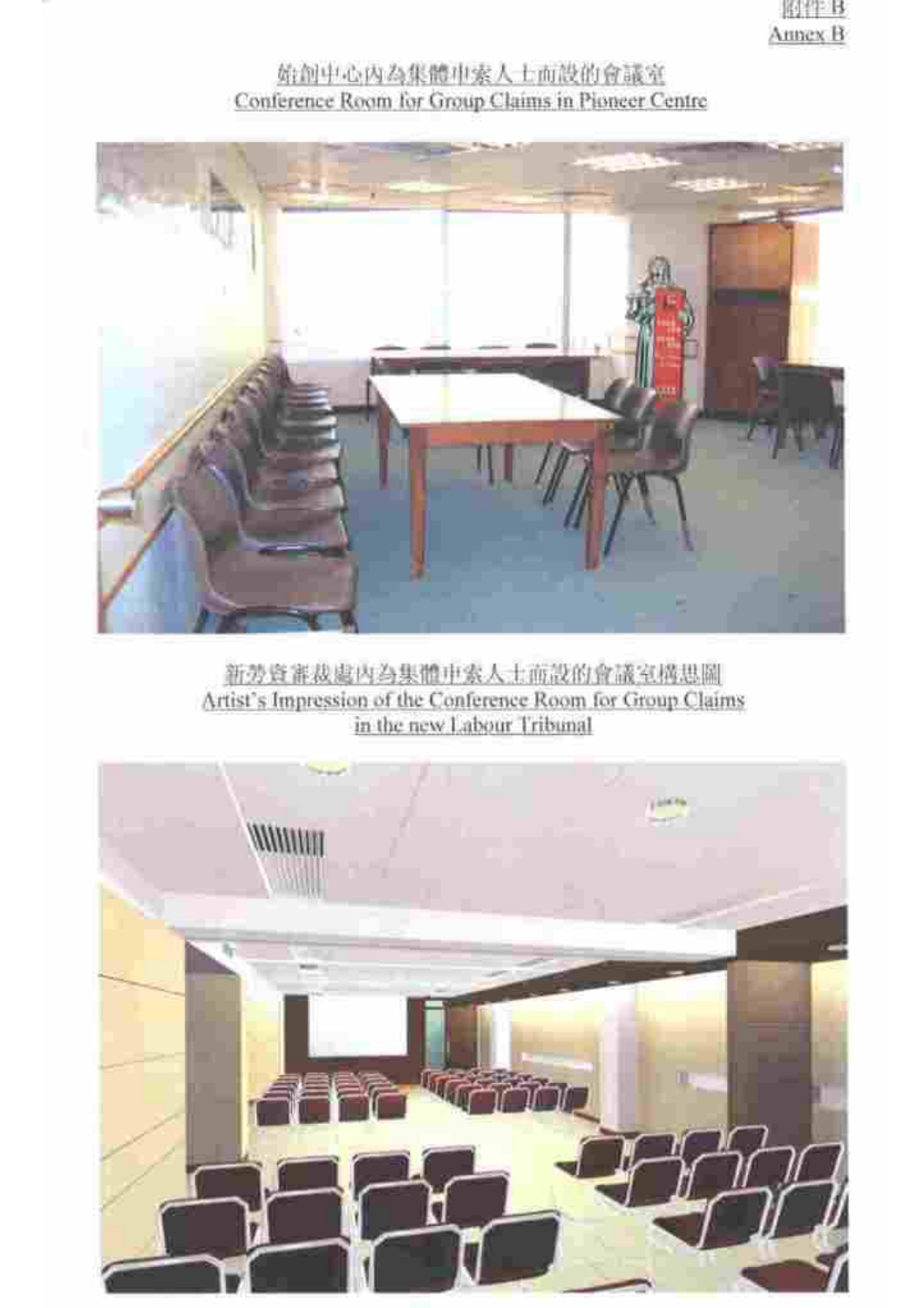附件 B
Annex B

始創中心內為集體申索人士而設的會議室
Conference Room for Group Claims in Pioneer Centre

新勞資審裁處內為集體申索人士而設的會議室構思圖
Artist's Impression of the Conference Room for Group Claims in the new Labour Tribunal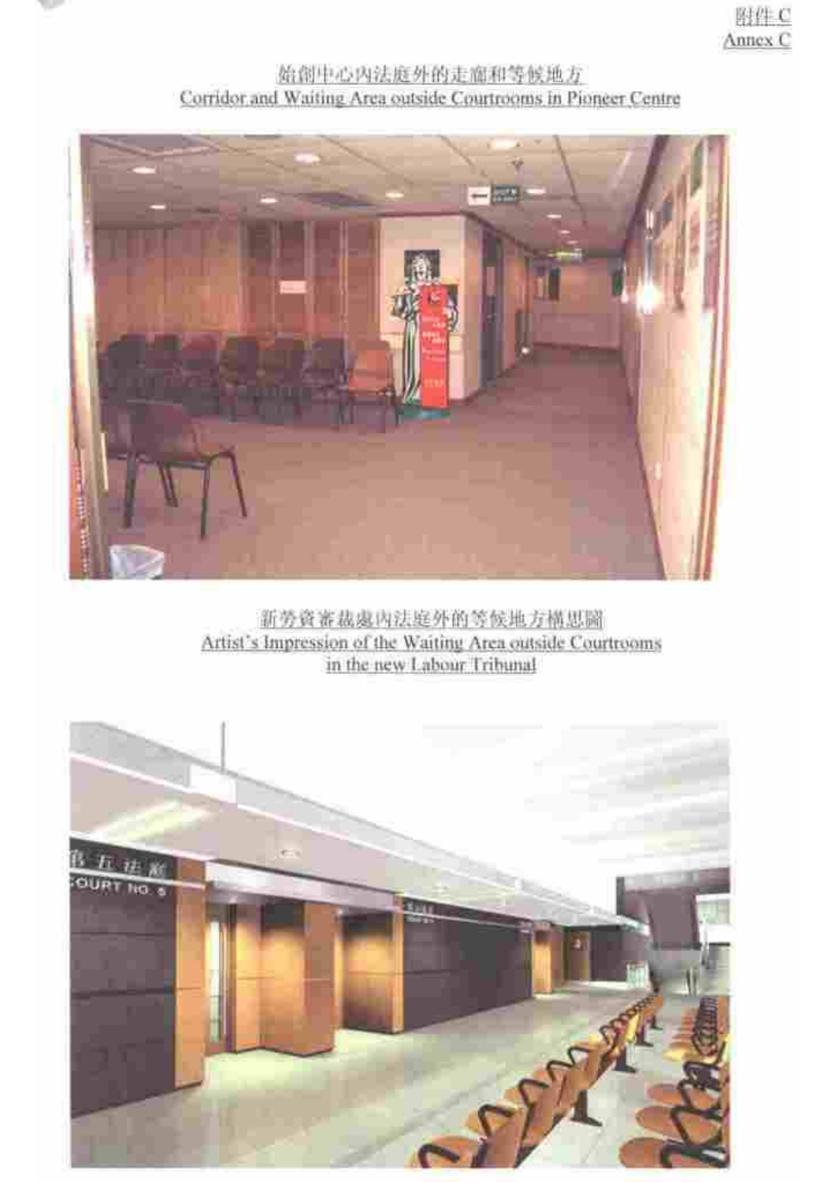附件 C
Annex C

始創中心內法庭外的走廊和等候地方
Corridor and Waiting Area outside Courtrooms in Pioneer Centre

新勞資審裁處內法庭外的等候地方構思圖
Artist's Impression of the Waiting Area outside Courtrooms in the new Labour Tribunal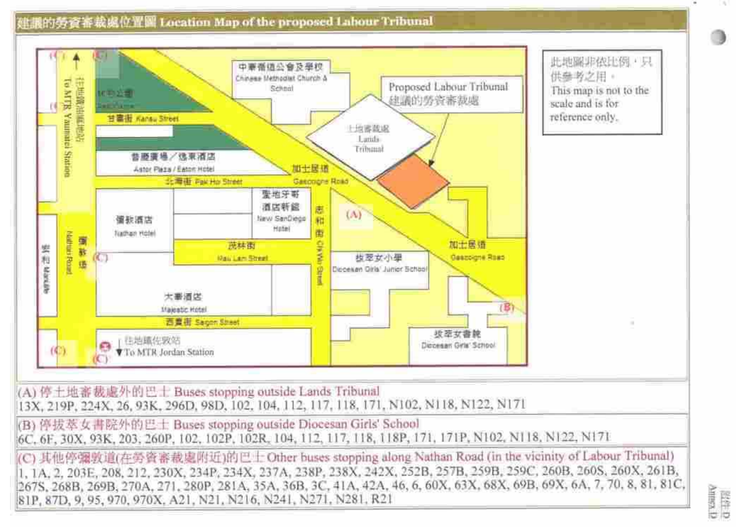# 建議的勞資審裁處位置圖 Location Map of the proposed Labour Tribunal

此地圖非依比例，只供參考之用。
This map is not to the scale and is for reference only.

Proposed Labour Tribunal
建議的勞資審裁處

土地審裁處
Lands Tribunal

中華循道公會及學校
Chinese Methodist Church & School

加士居道
Gascoigne Road

甘肅街 Kansu Street

百樂匯 / 逸東酒店
Astor Plaza / Eaton Hotel

北海街 Pak Hoi Street

聖地牙哥酒店新館
New SanDiego Hotel

彌敦酒店
Nathan Hotel

茂林街
Mau Lam Street

志和街 Chi Wo Street

拔萃女小學
Diocesan Girls' Junior School

拔萃女書院
Diocesan Girls' School

大華酒店
Majestic Hotel

西貢街 Saigon Street

彌敦道 Nathan Road

廣東道 (Canton Road)

往地鐵油麻地站
To MTR Yaumatei Station

往地鐵佐敦站
To MTR Jordan Station

(A) 停土地審裁處外的巴士 Buses stopping outside Lands Tribunal
13X, 219P, 224X, 26, 93K, 296D, 98D, 102, 104, 112, 117, 118, 171, N102, N118, N122, N171

(B) 停拔萃女書院外的巴士 Buses stopping outside Diocesan Girls' School
6C, 6F, 30X, 93K, 203, 260P, 102, 102P, 102R, 104, 112, 117, 118, 118P, 171, 171P, N102, N118, N122, N171

(C) 其他停彌敦道(在勞資審裁處附近)的巴士 Other buses stopping along Nathan Road (in the vicinity of Labour Tribunal)
1, 1A, 2, 203E, 208, 212, 230X, 234P, 234X, 237A, 238P, 238X, 242X, 252B, 257B, 259B, 259C, 260B, 260S, 260X, 261B, 267S, 268B, 269B, 270A, 271, 280P, 281A, 35A, 36B, 3C, 41A, 42A, 46, 6, 60X, 63X, 68X, 69B, 69X, 6A, 7, 70, 8, 81, 81C, 81P, 87D, 9, 95, 970, 970X, A21, N21, N216, N241, N271, N281, R21

附件D
Annex D